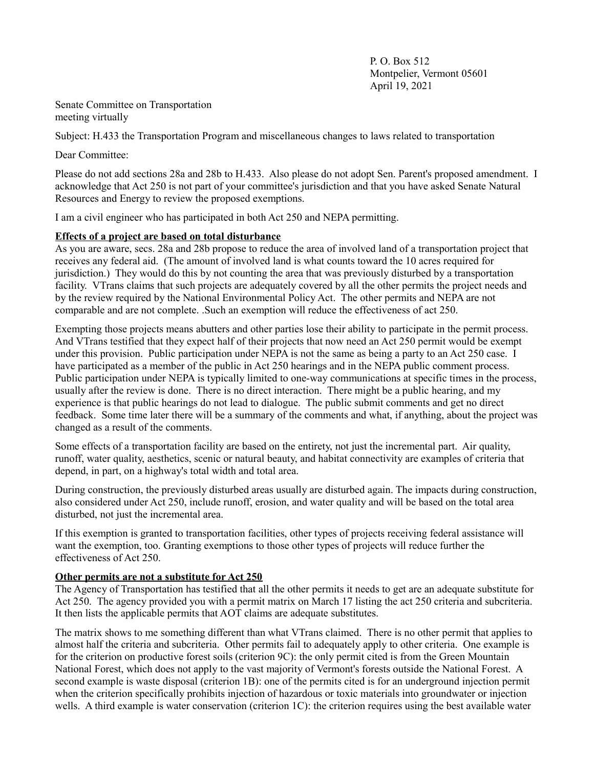P. O. Box 512
Montpelier, Vermont 05601
April 19, 2021

Senate Committee on Transportation
meeting virtually

Subject: H.433 the Transportation Program and miscellaneous changes to laws related to transportation

Dear Committee:

Please do not add sections 28a and 28b to H.433. Also please do not adopt Sen. Parent's proposed amendment. I acknowledge that Act 250 is not part of your committee's jurisdiction and that you have asked Senate Natural Resources and Energy to review the proposed exemptions.

I am a civil engineer who has participated in both Act 250 and NEPA permitting.

**Effects of a project are based on total disturbance**

As you are aware, secs. 28a and 28b propose to reduce the area of involved land of a transportation project that receives any federal aid. (The amount of involved land is what counts toward the 10 acres required for jurisdiction.) They would do this by not counting the area that was previously disturbed by a transportation facility. VTrans claims that such projects are adequately covered by all the other permits the project needs and by the review required by the National Environmental Policy Act. The other permits and NEPA are not comparable and are not complete. .Such an exemption will reduce the effectiveness of act 250.

Exempting those projects means abutters and other parties lose their ability to participate in the permit process. And VTrans testified that they expect half of their projects that now need an Act 250 permit would be exempt under this provision. Public participation under NEPA is not the same as being a party to an Act 250 case. I have participated as a member of the public in Act 250 hearings and in the NEPA public comment process. Public participation under NEPA is typically limited to one-way communications at specific times in the process, usually after the review is done. There is no direct interaction. There might be a public hearing, and my experience is that public hearings do not lead to dialogue. The public submit comments and get no direct feedback. Some time later there will be a summary of the comments and what, if anything, about the project was changed as a result of the comments.

Some effects of a transportation facility are based on the entirety, not just the incremental part. Air quality, runoff, water quality, aesthetics, scenic or natural beauty, and habitat connectivity are examples of criteria that depend, in part, on a highway's total width and total area.

During construction, the previously disturbed areas usually are disturbed again. The impacts during construction, also considered under Act 250, include runoff, erosion, and water quality and will be based on the total area disturbed, not just the incremental area.

If this exemption is granted to transportation facilities, other types of projects receiving federal assistance will want the exemption, too. Granting exemptions to those other types of projects will reduce further the effectiveness of Act 250.

**Other permits are not a substitute for Act 250**

The Agency of Transportation has testified that all the other permits it needs to get are an adequate substitute for Act 250. The agency provided you with a permit matrix on March 17 listing the act 250 criteria and subcriteria. It then lists the applicable permits that AOT claims are adequate substitutes.

The matrix shows to me something different than what VTrans claimed. There is no other permit that applies to almost half the criteria and subcriteria. Other permits fail to adequately apply to other criteria. One example is for the criterion on productive forest soils (criterion 9C): the only permit cited is from the Green Mountain National Forest, which does not apply to the vast majority of Vermont's forests outside the National Forest. A second example is waste disposal (criterion 1B): one of the permits cited is for an underground injection permit when the criterion specifically prohibits injection of hazardous or toxic materials into groundwater or injection wells. A third example is water conservation (criterion 1C): the criterion requires using the best available water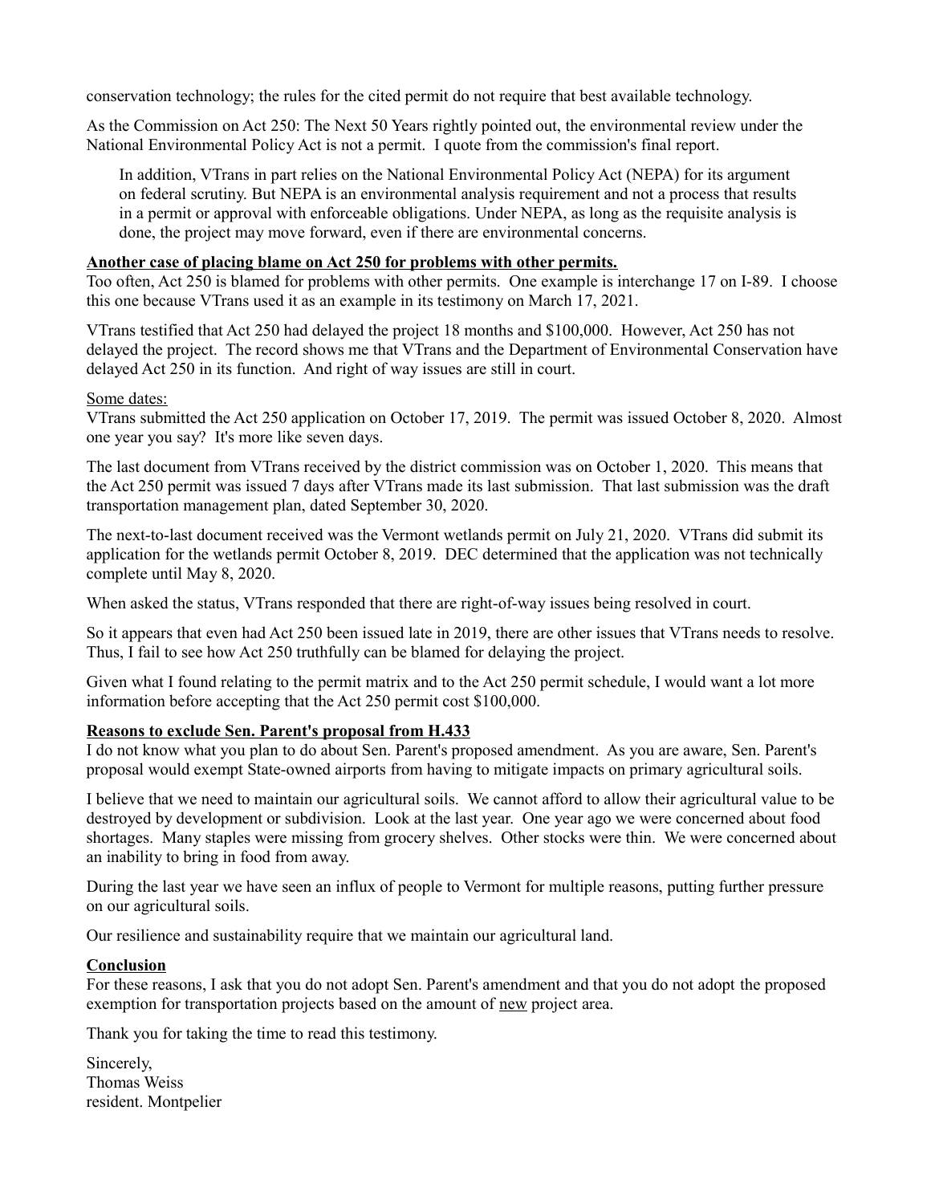conservation technology; the rules for the cited permit do not require that best available technology.

As the Commission on Act 250: The Next 50 Years rightly pointed out, the environmental review under the National Environmental Policy Act is not a permit. I quote from the commission's final report.

> In addition, VTrans in part relies on the National Environmental Policy Act (NEPA) for its argument on federal scrutiny. But NEPA is an environmental analysis requirement and not a process that results in a permit or approval with enforceable obligations. Under NEPA, as long as the requisite analysis is done, the project may move forward, even if there are environmental concerns.

**<u>Another case of placing blame on Act 250 for problems with other permits.</u>**

Too often, Act 250 is blamed for problems with other permits. One example is interchange 17 on I-89. I choose this one because VTrans used it as an example in its testimony on March 17, 2021.

VTrans testified that Act 250 had delayed the project 18 months and $100,000. However, Act 250 has not delayed the project. The record shows me that VTrans and the Department of Environmental Conservation have delayed Act 250 in its function. And right of way issues are still in court.

<u>Some dates:</u>

VTrans submitted the Act 250 application on October 17, 2019. The permit was issued October 8, 2020. Almost one year you say? It's more like seven days.

The last document from VTrans received by the district commission was on October 1, 2020. This means that the Act 250 permit was issued 7 days after VTrans made its last submission. That last submission was the draft transportation management plan, dated September 30, 2020.

The next-to-last document received was the Vermont wetlands permit on July 21, 2020. VTrans did submit its application for the wetlands permit October 8, 2019. DEC determined that the application was not technically complete until May 8, 2020.

When asked the status, VTrans responded that there are right-of-way issues being resolved in court.

So it appears that even had Act 250 been issued late in 2019, there are other issues that VTrans needs to resolve. Thus, I fail to see how Act 250 truthfully can be blamed for delaying the project.

Given what I found relating to the permit matrix and to the Act 250 permit schedule, I would want a lot more information before accepting that the Act 250 permit cost $100,000.

**<u>Reasons to exclude Sen. Parent's proposal from H.433</u>**

I do not know what you plan to do about Sen. Parent's proposed amendment. As you are aware, Sen. Parent's proposal would exempt State-owned airports from having to mitigate impacts on primary agricultural soils.

I believe that we need to maintain our agricultural soils. We cannot afford to allow their agricultural value to be destroyed by development or subdivision. Look at the last year. One year ago we were concerned about food shortages. Many staples were missing from grocery shelves. Other stocks were thin. We were concerned about an inability to bring in food from away.

During the last year we have seen an influx of people to Vermont for multiple reasons, putting further pressure on our agricultural soils.

Our resilience and sustainability require that we maintain our agricultural land.

**<u>Conclusion</u>**

For these reasons, I ask that you do not adopt Sen. Parent's amendment and that you do not adopt the proposed exemption for transportation projects based on the amount of <u>new</u> project area.

Thank you for taking the time to read this testimony.

Sincerely,
Thomas Weiss
resident. Montpelier